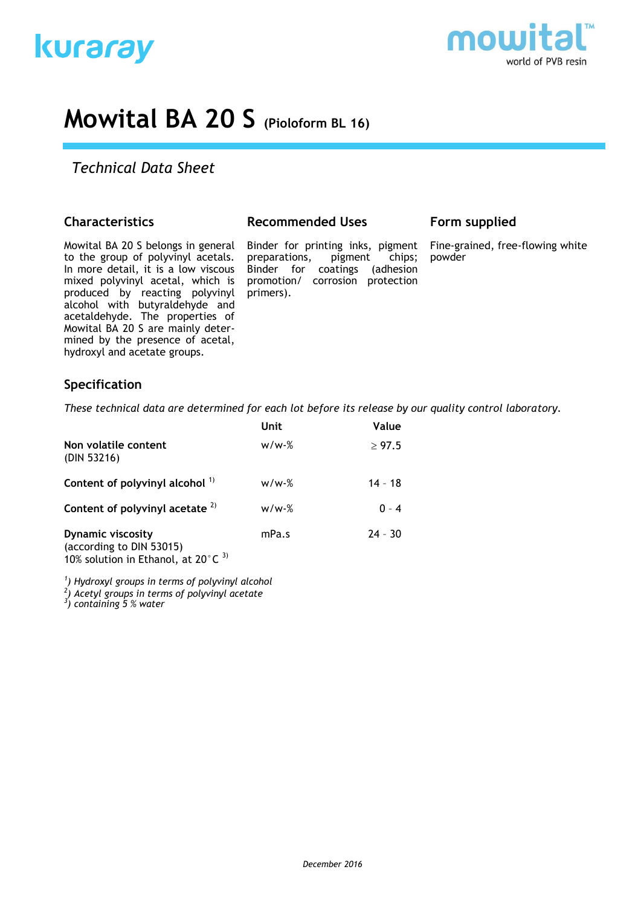kuraray

mowital™
world of PVB resin

# Mowital BA 20 S (Pioloform BL 16)

*Technical Data Sheet*

## Characteristics

Mowital BA 20 S belongs in general to the group of polyvinyl acetals. In more detail, it is a low viscous mixed polyvinyl acetal, which is produced by reacting polyvinyl alcohol with butyraldehyde and acetaldehyde. The properties of Mowital BA 20 S are mainly determined by the presence of acetal, hydroxyl and acetate groups.

## Recommended Uses

Binder for printing inks, pigment preparations, pigment chips; Binder for coatings (adhesion promotion/ corrosion protection primers).

## Form supplied

Fine-grained, free-flowing white powder

## Specification

*These technical data are determined for each lot before its release by our quality control laboratory.*

| | Unit | Value |
|---|---|---|
| **Non volatile content** (DIN 53216) | w/w-% | ≥ 97.5 |
| **Content of polyvinyl alcohol** [1] | w/w-% | 14 - 18 |
| **Content of polyvinyl acetate** [2] | w/w-% | 0 - 4 |
| **Dynamic viscosity** (according to DIN 53015) 10% solution in Ethanol, at 20°C [3] | mPa.s | 24 - 30 |

*[1]) Hydroxyl groups in terms of polyvinyl alcohol*
*[2]) Acetyl groups in terms of polyvinyl acetate*
*[3]) containing 5 % water*

*December 2016*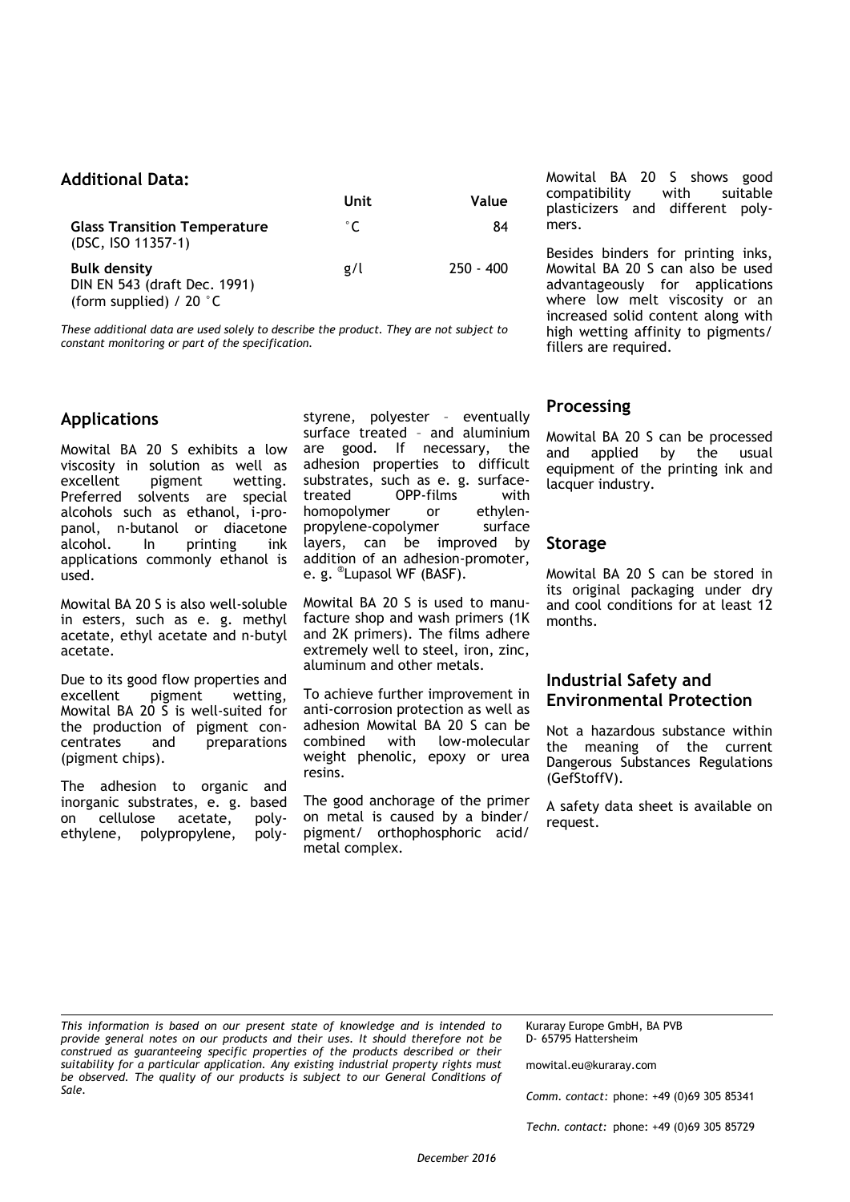## Additional Data:

| | Unit | Value |
|---|---|---|
| **Glass Transition Temperature** (DSC, ISO 11357-1) | °C | 84 |
| **Bulk density** DIN EN 543 (draft Dec. 1991) (form supplied) / 20 °C | g/l | 250 - 400 |

*These additional data are used solely to describe the product. They are not subject to constant monitoring or part of the specification.*

Mowital BA 20 S shows good compatibility with suitable plasticizers and different polymers.

Besides binders for printing inks, Mowital BA 20 S can also be used advantageously for applications where low melt viscosity or an increased solid content along with high wetting affinity to pigments/ fillers are required.

## Applications

Mowital BA 20 S exhibits a low viscosity in solution as well as excellent pigment wetting. Preferred solvents are special alcohols such as ethanol, i-propanol, n-butanol or diacetone alcohol. In printing ink applications commonly ethanol is used.

Mowital BA 20 S is also well-soluble in esters, such as e. g. methyl acetate, ethyl acetate and n-butyl acetate.

Due to its good flow properties and excellent pigment wetting, Mowital BA 20 S is well-suited for the production of pigment concentrates and preparations (pigment chips).

The adhesion to organic and inorganic substrates, e. g. based on cellulose acetate, polyethylene, polypropylene, polystyrene, polyester – eventually surface treated – and aluminium are good. If necessary, the adhesion properties to difficult substrates, such as e. g. surface-treated OPP-films with homopolymer or ethylen-propylene-copolymer surface layers, can be improved by addition of an adhesion-promoter, e. g. ®Lupasol WF (BASF).

Mowital BA 20 S is used to manufacture shop and wash primers (1K and 2K primers). The films adhere extremely well to steel, iron, zinc, aluminum and other metals.

To achieve further improvement in anti-corrosion protection as well as adhesion Mowital BA 20 S can be combined with low-molecular weight phenolic, epoxy or urea resins.

The good anchorage of the primer on metal is caused by a binder/ pigment/ orthophosphoric acid/ metal complex.

## Processing

Mowital BA 20 S can be processed and applied by the usual equipment of the printing ink and lacquer industry.

## Storage

Mowital BA 20 S can be stored in its original packaging under dry and cool conditions for at least 12 months.

## Industrial Safety and Environmental Protection

Not a hazardous substance within the meaning of the current Dangerous Substances Regulations (GefStoffV).

A safety data sheet is available on request.

*This information is based on our present state of knowledge and is intended to provide general notes on our products and their uses. It should therefore not be construed as guaranteeing specific properties of the products described or their suitability for a particular application. Any existing industrial property rights must be observed. The quality of our products is subject to our General Conditions of Sale.*

Kuraray Europe GmbH, BA PVB
D- 65795 Hattersheim

mowital.eu@kuraray.com

*Comm. contact:* phone: +49 (0)69 305 85341

*Techn. contact:* phone: +49 (0)69 305 85729

*December 2016*